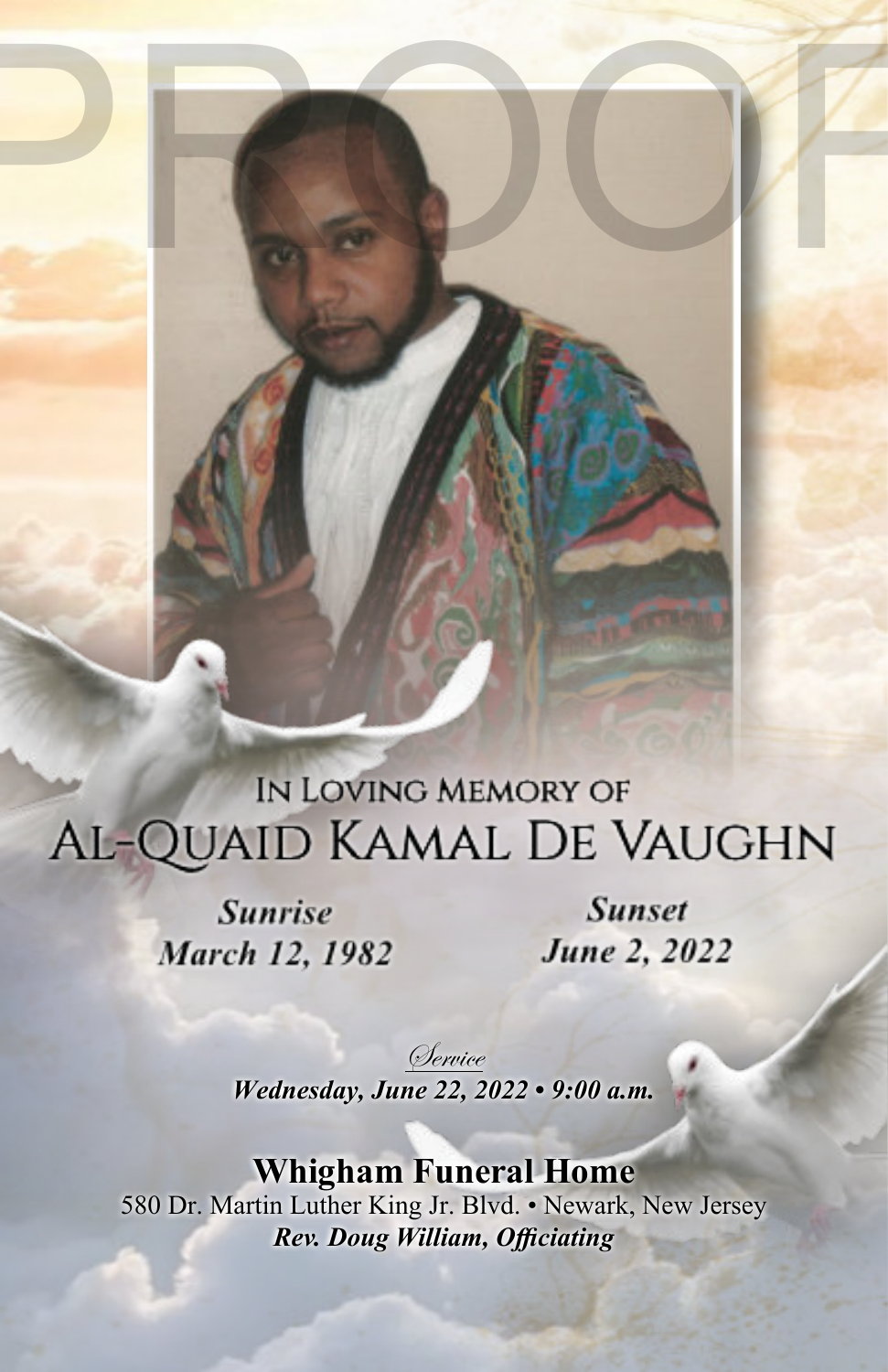PROOF

In Loving Memory of

# Al-Quaid Kamal De Vaughn

***Sunrise***
***March 12, 1982***

***Sunset***
***June 2, 2022***

*Service*

***Wednesday, June 22, 2022 • 9:00 a.m.***

**Whigham Funeral Home**

580 Dr. Martin Luther King Jr. Blvd. • Newark, New Jersey

***Rev. Doug William, Officiating***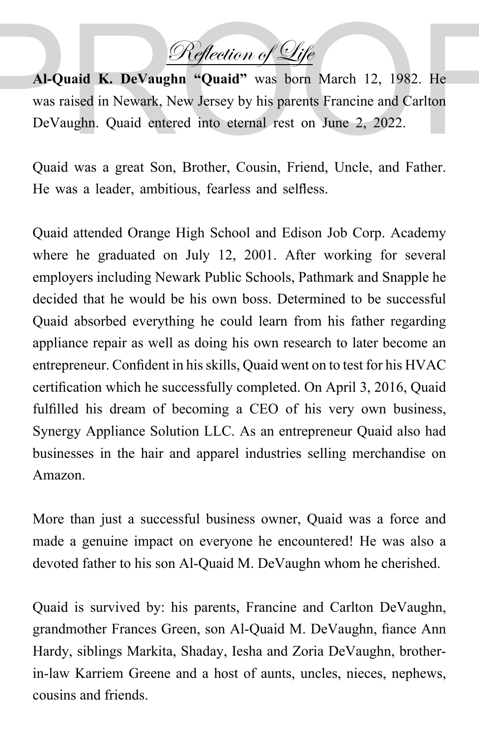# *Reflection of Life*

**Al-Quaid K. DeVaughn "Quaid"** was born March 12, 1982. He was raised in Newark, New Jersey by his parents Francine and Carlton DeVaughn. Quaid entered into eternal rest on June 2, 2022.

Quaid was a great Son, Brother, Cousin, Friend, Uncle, and Father. He was a leader, ambitious, fearless and selfless.

Quaid attended Orange High School and Edison Job Corp. Academy where he graduated on July 12, 2001. After working for several employers including Newark Public Schools, Pathmark and Snapple he decided that he would be his own boss. Determined to be successful Quaid absorbed everything he could learn from his father regarding appliance repair as well as doing his own research to later become an entrepreneur. Confident in his skills, Quaid went on to test for his HVAC certification which he successfully completed. On April 3, 2016, Quaid fulfilled his dream of becoming a CEO of his very own business, Synergy Appliance Solution LLC. As an entrepreneur Quaid also had businesses in the hair and apparel industries selling merchandise on Amazon.

More than just a successful business owner, Quaid was a force and made a genuine impact on everyone he encountered! He was also a devoted father to his son Al-Quaid M. DeVaughn whom he cherished.

Quaid is survived by: his parents, Francine and Carlton DeVaughn, grandmother Frances Green, son Al-Quaid M. DeVaughn, fiance Ann Hardy, siblings Markita, Shaday, Iesha and Zoria DeVaughn, brother-in-law Karriem Greene and a host of aunts, uncles, nieces, nephews, cousins and friends.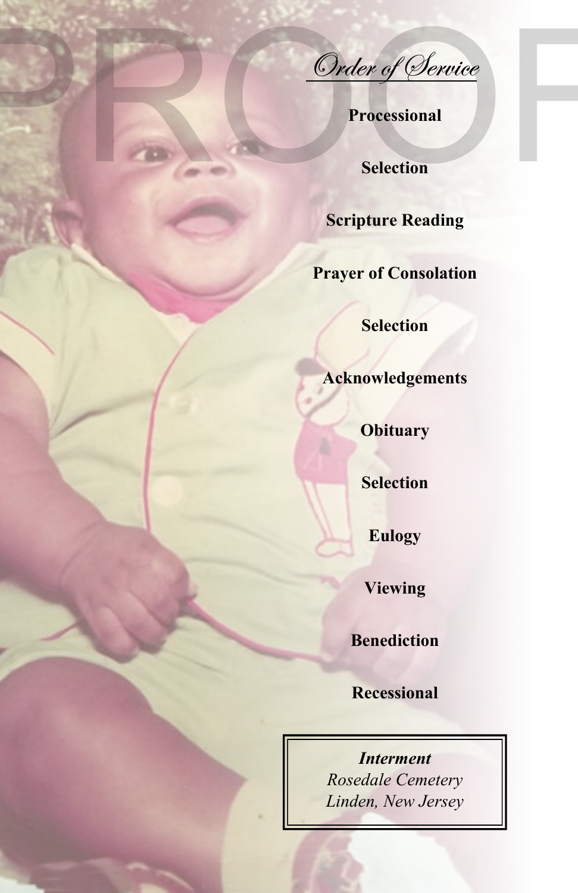# *Order of Service*

**Processional**

**Selection**

**Scripture Reading**

**Prayer of Consolation**

**Selection**

**Acknowledgements**

**Obituary**

**Selection**

**Eulogy**

**Viewing**

**Benediction**

**Recessional**

***Interment***
*Rosedale Cemetery*
*Linden, New Jersey*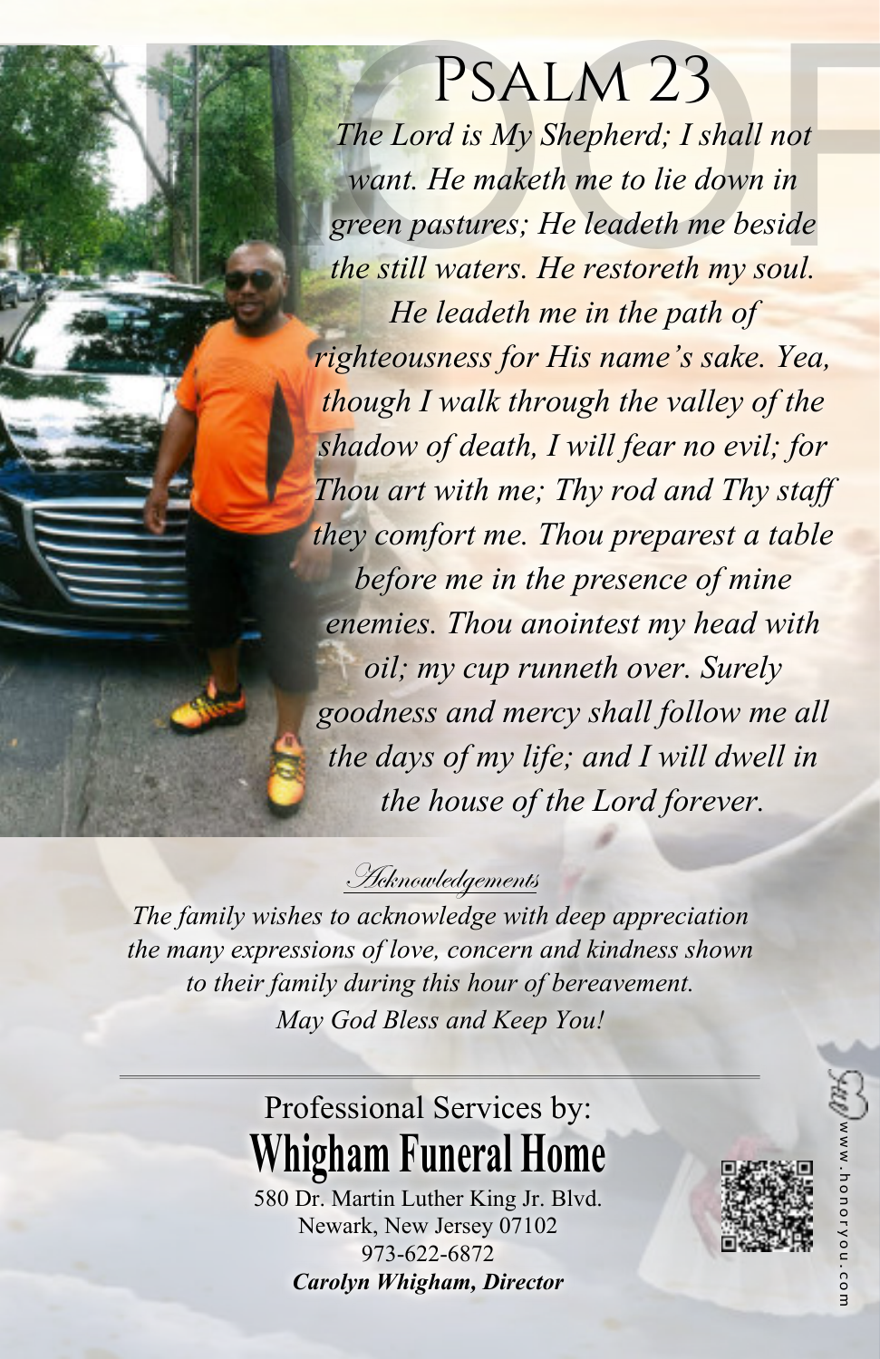# Psalm 23

*The Lord is My Shepherd; I shall not want. He maketh me to lie down in green pastures; He leadeth me beside the still waters. He restoreth my soul. He leadeth me in the path of righteousness for His name's sake. Yea, though I walk through the valley of the shadow of death, I will fear no evil; for Thou art with me; Thy rod and Thy staff they comfort me. Thou preparest a table before me in the presence of mine enemies. Thou anointest my head with oil; my cup runneth over. Surely goodness and mercy shall follow me all the days of my life; and I will dwell in the house of the Lord forever.*

## *Acknowledgements*

*The family wishes to acknowledge with deep appreciation the many expressions of love, concern and kindness shown to their family during this hour of bereavement.*
*May God Bless and Keep You!*

---

Professional Services by:

**Whigham Funeral Home**

580 Dr. Martin Luther King Jr. Blvd.
Newark, New Jersey 07102
973-622-6872
***Carolyn Whigham, Director***

www.honoryou.com